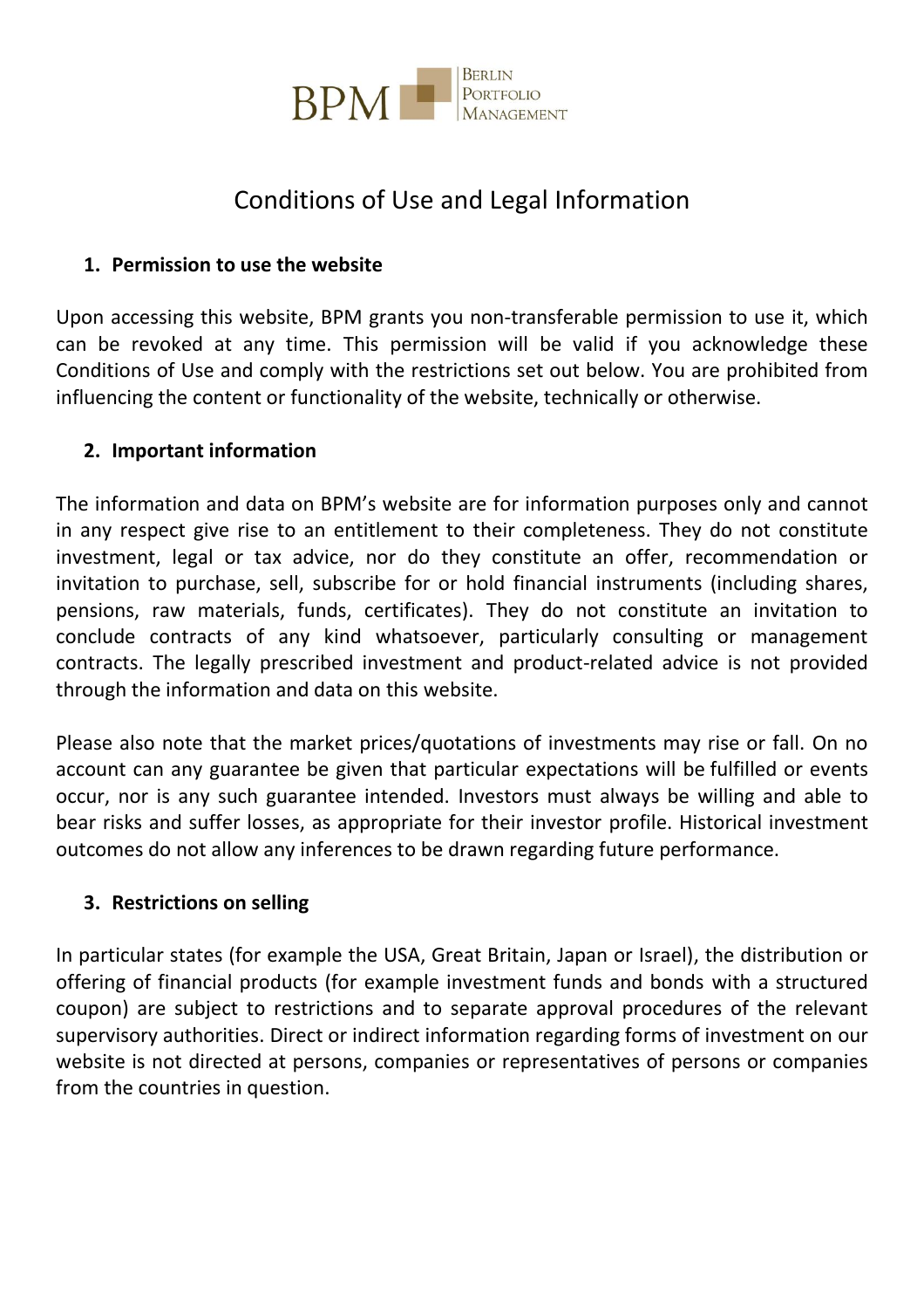BPM Berlin Portfolio Management

# Conditions of Use and Legal Information

## 1. Permission to use the website

Upon accessing this website, BPM grants you non-transferable permission to use it, which can be revoked at any time. This permission will be valid if you acknowledge these Conditions of Use and comply with the restrictions set out below. You are prohibited from influencing the content or functionality of the website, technically or otherwise.

## 2. Important information

The information and data on BPM's website are for information purposes only and cannot in any respect give rise to an entitlement to their completeness. They do not constitute investment, legal or tax advice, nor do they constitute an offer, recommendation or invitation to purchase, sell, subscribe for or hold financial instruments (including shares, pensions, raw materials, funds, certificates). They do not constitute an invitation to conclude contracts of any kind whatsoever, particularly consulting or management contracts. The legally prescribed investment and product-related advice is not provided through the information and data on this website.

Please also note that the market prices/quotations of investments may rise or fall. On no account can any guarantee be given that particular expectations will be fulfilled or events occur, nor is any such guarantee intended. Investors must always be willing and able to bear risks and suffer losses, as appropriate for their investor profile. Historical investment outcomes do not allow any inferences to be drawn regarding future performance.

## 3. Restrictions on selling

In particular states (for example the USA, Great Britain, Japan or Israel), the distribution or offering of financial products (for example investment funds and bonds with a structured coupon) are subject to restrictions and to separate approval procedures of the relevant supervisory authorities. Direct or indirect information regarding forms of investment on our website is not directed at persons, companies or representatives of persons or companies from the countries in question.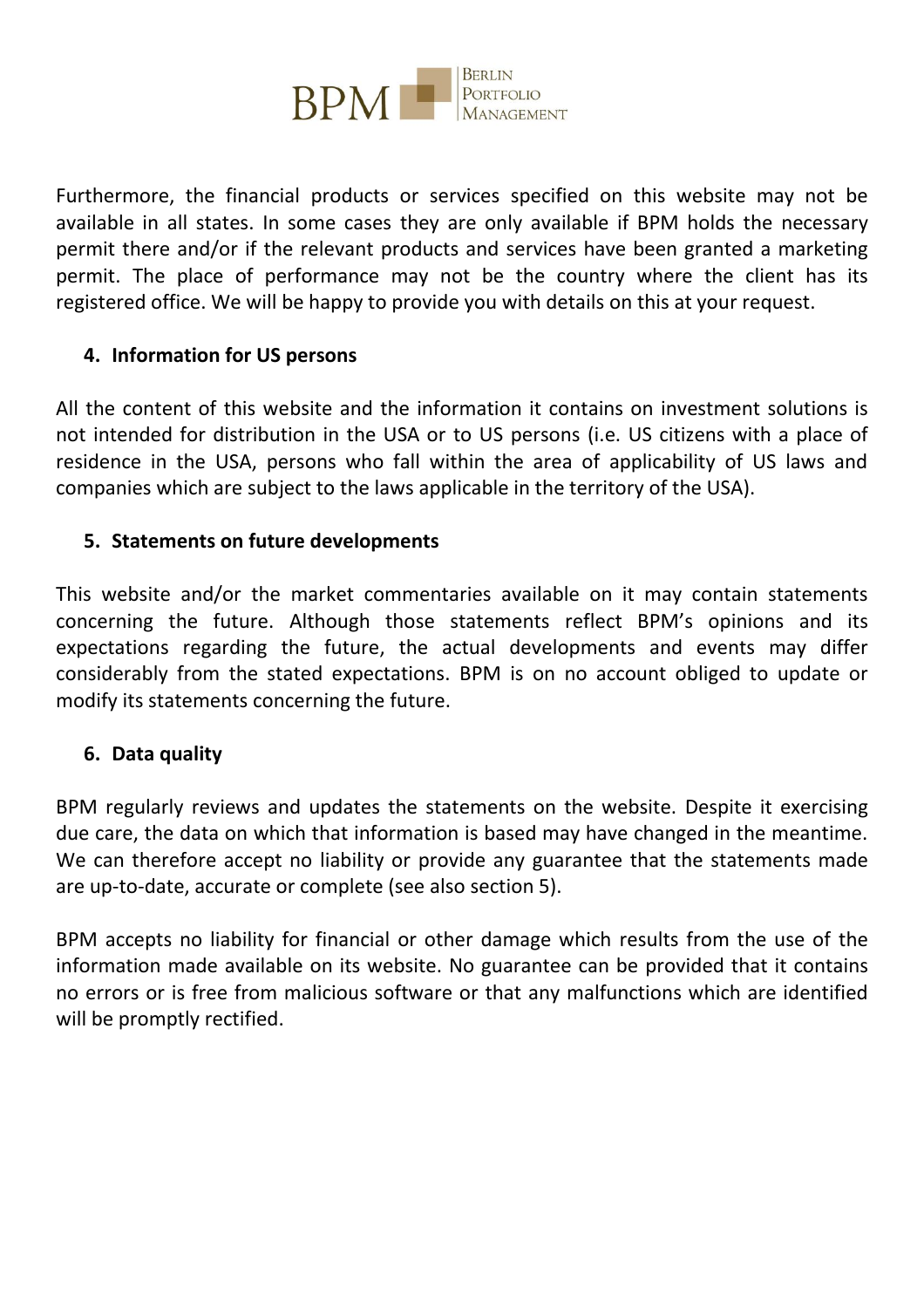Furthermore, the financial products or services specified on this website may not be available in all states. In some cases they are only available if BPM holds the necessary permit there and/or if the relevant products and services have been granted a marketing permit. The place of performance may not be the country where the client has its registered office. We will be happy to provide you with details on this at your request.

## 4. Information for US persons

All the content of this website and the information it contains on investment solutions is not intended for distribution in the USA or to US persons (i.e. US citizens with a place of residence in the USA, persons who fall within the area of applicability of US laws and companies which are subject to the laws applicable in the territory of the USA).

## 5. Statements on future developments

This website and/or the market commentaries available on it may contain statements concerning the future. Although those statements reflect BPM's opinions and its expectations regarding the future, the actual developments and events may differ considerably from the stated expectations. BPM is on no account obliged to update or modify its statements concerning the future.

## 6. Data quality

BPM regularly reviews and updates the statements on the website. Despite it exercising due care, the data on which that information is based may have changed in the meantime. We can therefore accept no liability or provide any guarantee that the statements made are up-to-date, accurate or complete (see also section 5).

BPM accepts no liability for financial or other damage which results from the use of the information made available on its website. No guarantee can be provided that it contains no errors or is free from malicious software or that any malfunctions which are identified will be promptly rectified.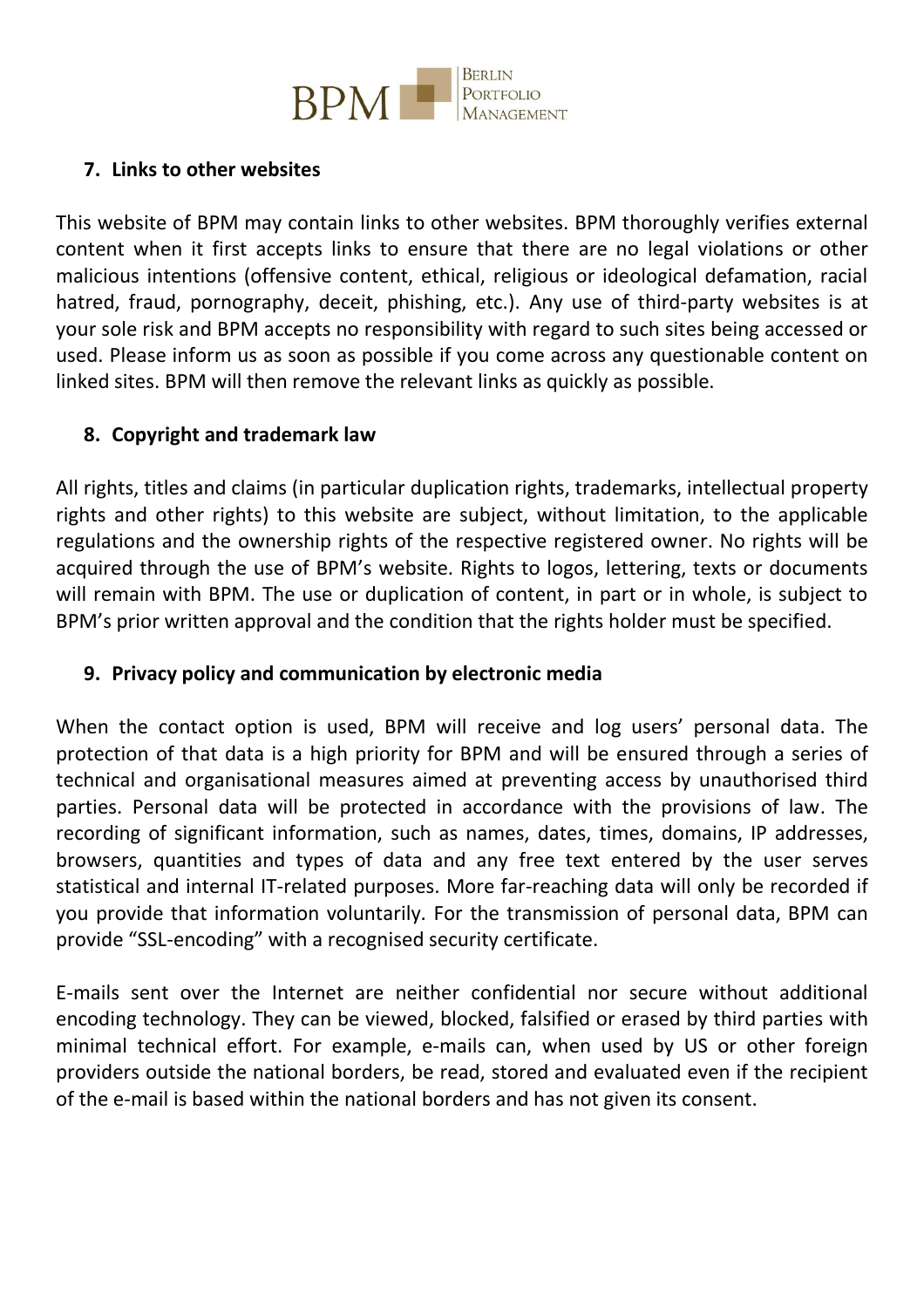## 7. Links to other websites

This website of BPM may contain links to other websites. BPM thoroughly verifies external content when it first accepts links to ensure that there are no legal violations or other malicious intentions (offensive content, ethical, religious or ideological defamation, racial hatred, fraud, pornography, deceit, phishing, etc.). Any use of third-party websites is at your sole risk and BPM accepts no responsibility with regard to such sites being accessed or used. Please inform us as soon as possible if you come across any questionable content on linked sites. BPM will then remove the relevant links as quickly as possible.

## 8. Copyright and trademark law

All rights, titles and claims (in particular duplication rights, trademarks, intellectual property rights and other rights) to this website are subject, without limitation, to the applicable regulations and the ownership rights of the respective registered owner. No rights will be acquired through the use of BPM's website. Rights to logos, lettering, texts or documents will remain with BPM. The use or duplication of content, in part or in whole, is subject to BPM's prior written approval and the condition that the rights holder must be specified.

## 9. Privacy policy and communication by electronic media

When the contact option is used, BPM will receive and log users' personal data. The protection of that data is a high priority for BPM and will be ensured through a series of technical and organisational measures aimed at preventing access by unauthorised third parties. Personal data will be protected in accordance with the provisions of law. The recording of significant information, such as names, dates, times, domains, IP addresses, browsers, quantities and types of data and any free text entered by the user serves statistical and internal IT-related purposes. More far-reaching data will only be recorded if you provide that information voluntarily. For the transmission of personal data, BPM can provide "SSL-encoding" with a recognised security certificate.

E-mails sent over the Internet are neither confidential nor secure without additional encoding technology. They can be viewed, blocked, falsified or erased by third parties with minimal technical effort. For example, e-mails can, when used by US or other foreign providers outside the national borders, be read, stored and evaluated even if the recipient of the e-mail is based within the national borders and has not given its consent.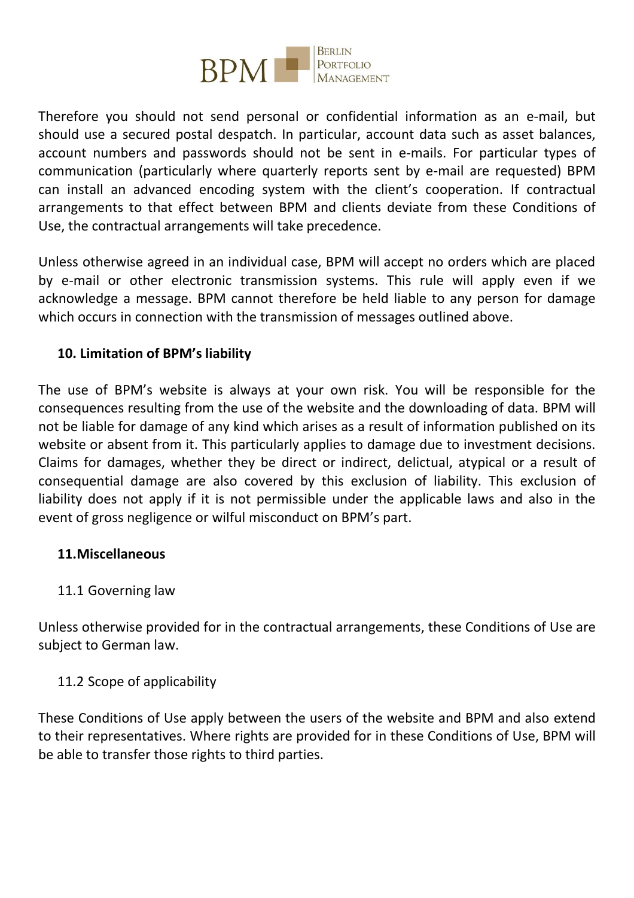Therefore you should not send personal or confidential information as an e-mail, but should use a secured postal despatch. In particular, account data such as asset balances, account numbers and passwords should not be sent in e-mails. For particular types of communication (particularly where quarterly reports sent by e-mail are requested) BPM can install an advanced encoding system with the client's cooperation. If contractual arrangements to that effect between BPM and clients deviate from these Conditions of Use, the contractual arrangements will take precedence.

Unless otherwise agreed in an individual case, BPM will accept no orders which are placed by e-mail or other electronic transmission systems. This rule will apply even if we acknowledge a message. BPM cannot therefore be held liable to any person for damage which occurs in connection with the transmission of messages outlined above.

## 10. Limitation of BPM's liability

The use of BPM's website is always at your own risk. You will be responsible for the consequences resulting from the use of the website and the downloading of data. BPM will not be liable for damage of any kind which arises as a result of information published on its website or absent from it. This particularly applies to damage due to investment decisions. Claims for damages, whether they be direct or indirect, delictual, atypical or a result of consequential damage are also covered by this exclusion of liability. This exclusion of liability does not apply if it is not permissible under the applicable laws and also in the event of gross negligence or wilful misconduct on BPM's part.

## 11.Miscellaneous

### 11.1 Governing law

Unless otherwise provided for in the contractual arrangements, these Conditions of Use are subject to German law.

### 11.2 Scope of applicability

These Conditions of Use apply between the users of the website and BPM and also extend to their representatives. Where rights are provided for in these Conditions of Use, BPM will be able to transfer those rights to third parties.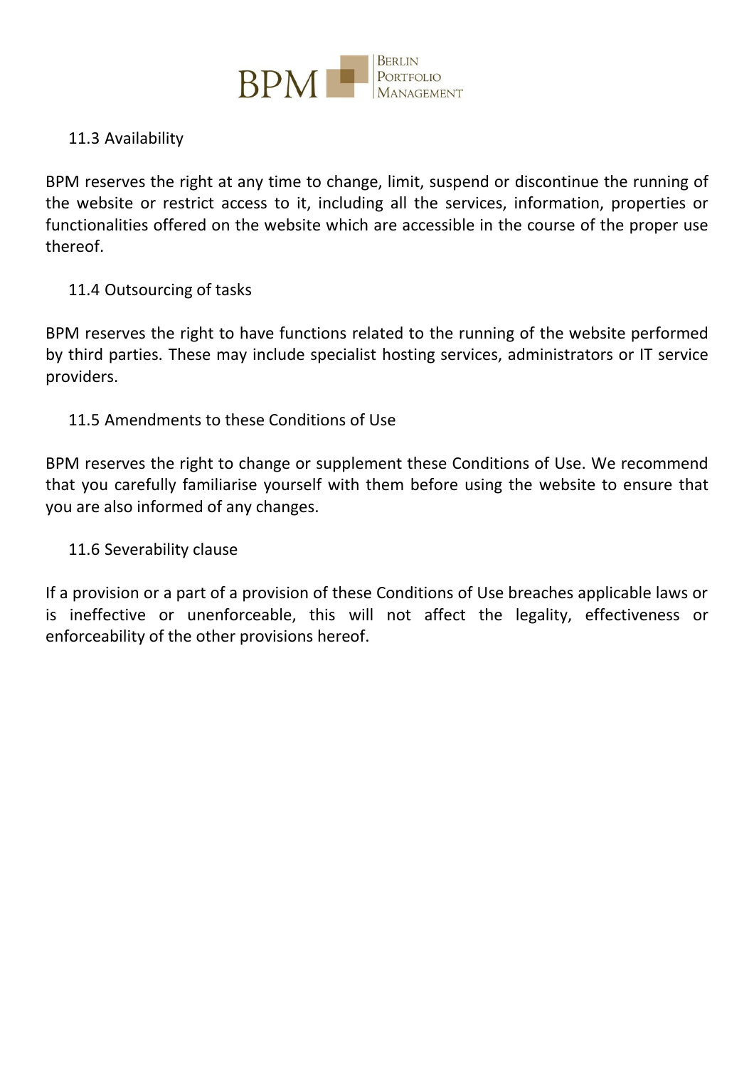### 11.3 Availability

BPM reserves the right at any time to change, limit, suspend or discontinue the running of the website or restrict access to it, including all the services, information, properties or functionalities offered on the website which are accessible in the course of the proper use thereof.

### 11.4 Outsourcing of tasks

BPM reserves the right to have functions related to the running of the website performed by third parties. These may include specialist hosting services, administrators or IT service providers.

### 11.5 Amendments to these Conditions of Use

BPM reserves the right to change or supplement these Conditions of Use. We recommend that you carefully familiarise yourself with them before using the website to ensure that you are also informed of any changes.

### 11.6 Severability clause

If a provision or a part of a provision of these Conditions of Use breaches applicable laws or is ineffective or unenforceable, this will not affect the legality, effectiveness or enforceability of the other provisions hereof.